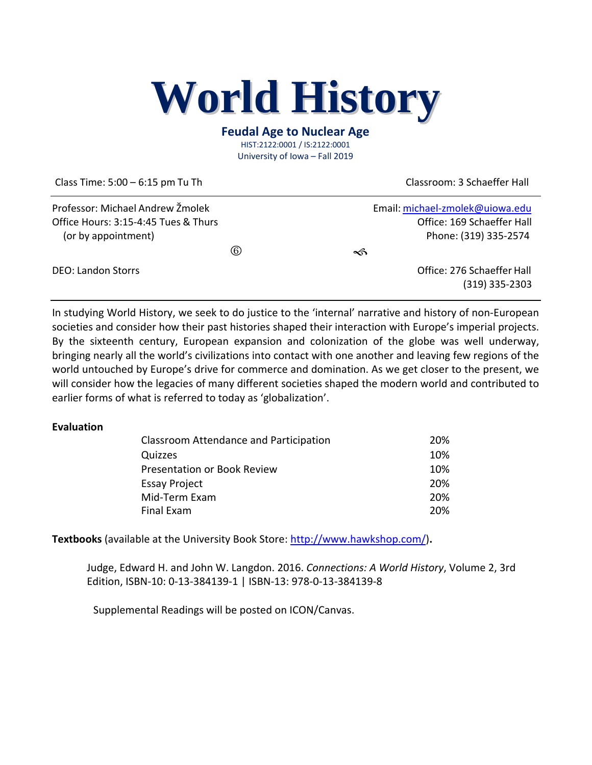# World History

**Feudal Age to Nuclear Age**

HIST:2122:0001 / IS:2122:0001

University of Iowa – Fall 2019

Class Time: 5:00 – 6:15 pm Tu Th

Classroom: 3 Schaeffer Hall

---

Professor: Michael Andrew Žmolek

Office Hours: 3:15-4:45 Tues & Thurs (or by appointment)

Email: michael-zmolek@uiowa.edu

Office: 169 Schaeffer Hall

Phone: (319) 335-2574

DEO: Landon Storrs

Office: 276 Schaeffer Hall

(319) 335-2303

---

In studying World History, we seek to do justice to the 'internal' narrative and history of non-European societies and consider how their past histories shaped their interaction with Europe's imperial projects. By the sixteenth century, European expansion and colonization of the globe was well underway, bringing nearly all the world's civilizations into contact with one another and leaving few regions of the world untouched by Europe's drive for commerce and domination. As we get closer to the present, we will consider how the legacies of many different societies shaped the modern world and contributed to earlier forms of what is referred to today as 'globalization'.

**Evaluation**

| | |
|---|---|
| Classroom Attendance and Participation | 20% |
| Quizzes | 10% |
| Presentation or Book Review | 10% |
| Essay Project | 20% |
| Mid-Term Exam | 20% |
| Final Exam | 20% |

**Textbooks** (available at the University Book Store: http://www.hawkshop.com/)**.**

Judge, Edward H. and John W. Langdon. 2016. *Connections: A World History*, Volume 2, 3rd Edition, ISBN-10: 0-13-384139-1 | ISBN-13: 978-0-13-384139-8

Supplemental Readings will be posted on ICON/Canvas.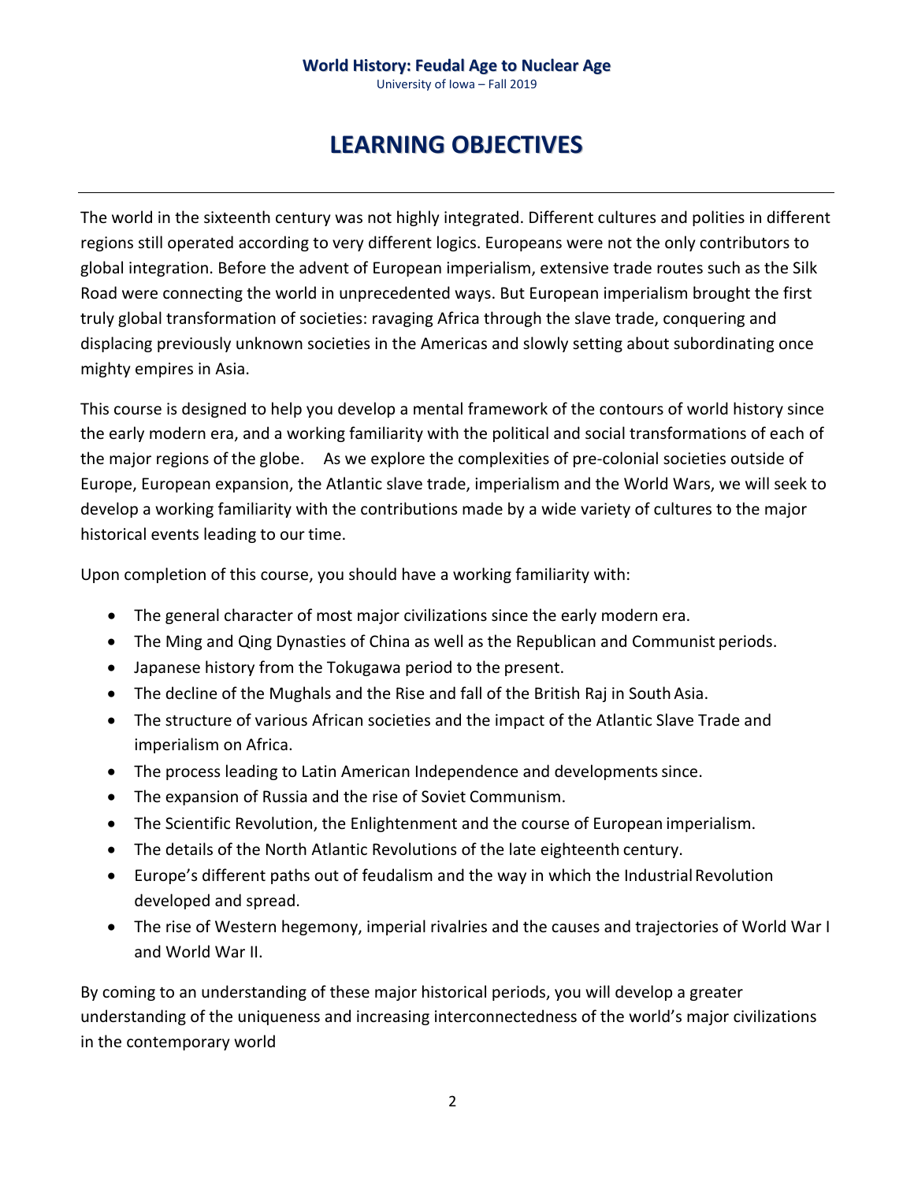# LEARNING OBJECTIVES

The world in the sixteenth century was not highly integrated. Different cultures and polities in different regions still operated according to very different logics. Europeans were not the only contributors to global integration. Before the advent of European imperialism, extensive trade routes such as the Silk Road were connecting the world in unprecedented ways. But European imperialism brought the first truly global transformation of societies: ravaging Africa through the slave trade, conquering and displacing previously unknown societies in the Americas and slowly setting about subordinating once mighty empires in Asia.

This course is designed to help you develop a mental framework of the contours of world history since the early modern era, and a working familiarity with the political and social transformations of each of the major regions of the globe. As we explore the complexities of pre-colonial societies outside of Europe, European expansion, the Atlantic slave trade, imperialism and the World Wars, we will seek to develop a working familiarity with the contributions made by a wide variety of cultures to the major historical events leading to our time.

Upon completion of this course, you should have a working familiarity with:

- The general character of most major civilizations since the early modern era.
- The Ming and Qing Dynasties of China as well as the Republican and Communist periods.
- Japanese history from the Tokugawa period to the present.
- The decline of the Mughals and the Rise and fall of the British Raj in South Asia.
- The structure of various African societies and the impact of the Atlantic Slave Trade and imperialism on Africa.
- The process leading to Latin American Independence and developments since.
- The expansion of Russia and the rise of Soviet Communism.
- The Scientific Revolution, the Enlightenment and the course of European imperialism.
- The details of the North Atlantic Revolutions of the late eighteenth century.
- Europe's different paths out of feudalism and the way in which the Industrial Revolution developed and spread.
- The rise of Western hegemony, imperial rivalries and the causes and trajectories of World War I and World War II.

By coming to an understanding of these major historical periods, you will develop a greater understanding of the uniqueness and increasing interconnectedness of the world's major civilizations in the contemporary world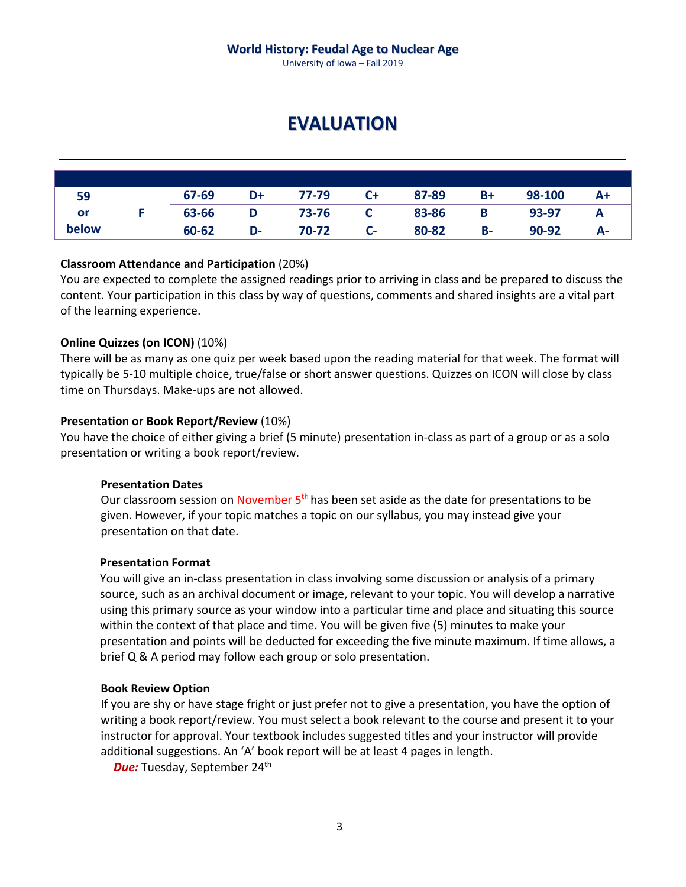# EVALUATION

---

| | | | | | | | | | |
|---|---|---|---|---|---|---|---|---|---|
| 59 | | 67-69 | D+ | 77-79 | C+ | 87-89 | B+ | 98-100 | A+ |
| or | F | 63-66 | D | 73-76 | C | 83-86 | B | 93-97 | A |
| below | | 60-62 | D- | 70-72 | C- | 80-82 | B- | 90-92 | A- |

**Classroom Attendance and Participation** (20%)
You are expected to complete the assigned readings prior to arriving in class and be prepared to discuss the content. Your participation in this class by way of questions, comments and shared insights are a vital part of the learning experience.

**Online Quizzes (on ICON)** (10%)
There will be as many as one quiz per week based upon the reading material for that week. The format will typically be 5-10 multiple choice, true/false or short answer questions. Quizzes on ICON will close by class time on Thursdays. Make-ups are not allowed.

**Presentation or Book Report/Review** (10%)
You have the choice of either giving a brief (5 minute) presentation in-class as part of a group or as a solo presentation or writing a book report/review.

**Presentation Dates**
Our classroom session on November 5th has been set aside as the date for presentations to be given. However, if your topic matches a topic on our syllabus, you may instead give your presentation on that date.

**Presentation Format**
You will give an in-class presentation in class involving some discussion or analysis of a primary source, such as an archival document or image, relevant to your topic. You will develop a narrative using this primary source as your window into a particular time and place and situating this source within the context of that place and time. You will be given five (5) minutes to make your presentation and points will be deducted for exceeding the five minute maximum. If time allows, a brief Q & A period may follow each group or solo presentation.

**Book Review Option**
If you are shy or have stage fright or just prefer not to give a presentation, you have the option of writing a book report/review. You must select a book relevant to the course and present it to your instructor for approval. Your textbook includes suggested titles and your instructor will provide additional suggestions. An 'A' book report will be at least 4 pages in length.
***Due:*** Tuesday, September 24th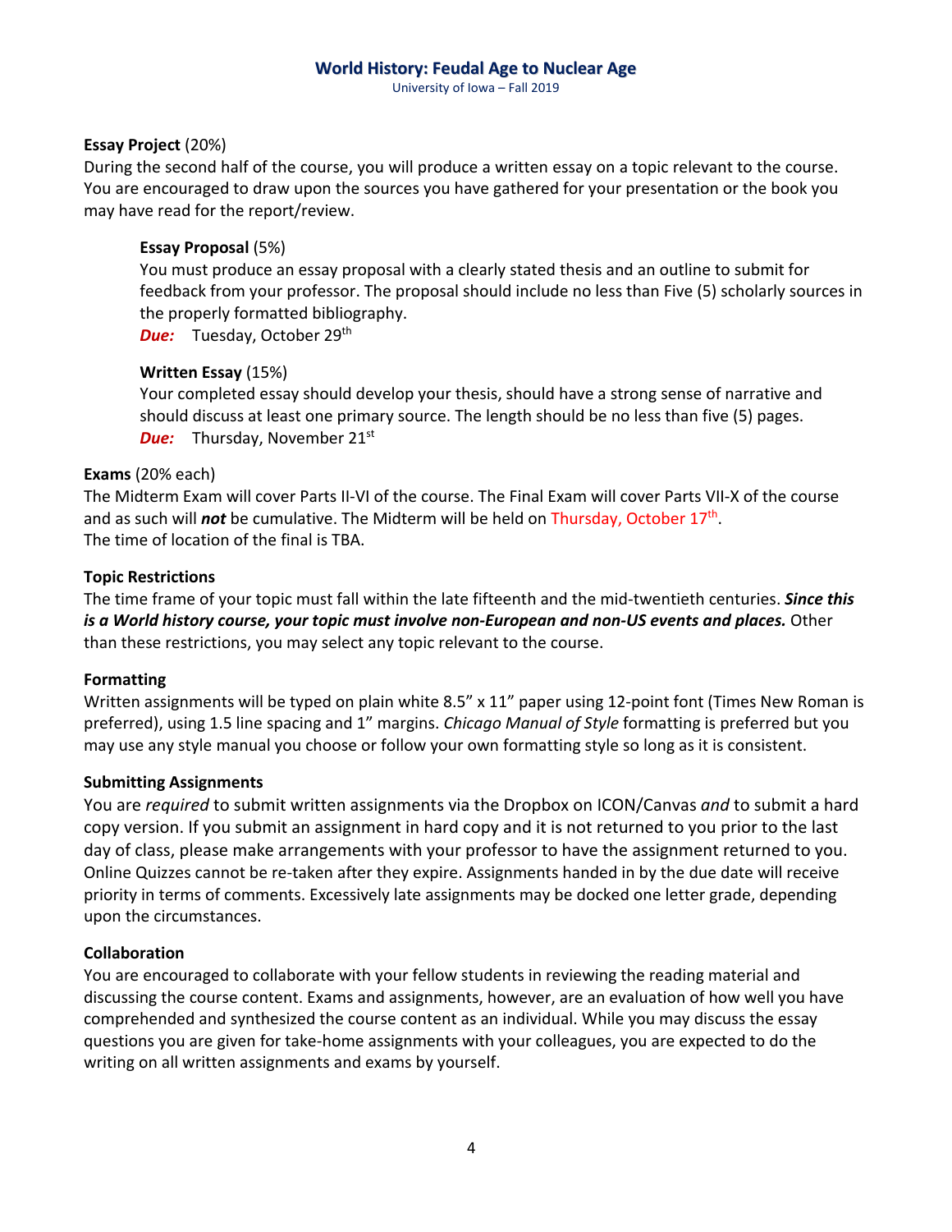**Essay Project** (20%)
During the second half of the course, you will produce a written essay on a topic relevant to the course. You are encouraged to draw upon the sources you have gathered for your presentation or the book you may have read for the report/review.

**Essay Proposal** (5%)
You must produce an essay proposal with a clearly stated thesis and an outline to submit for feedback from your professor. The proposal should include no less than Five (5) scholarly sources in the properly formatted bibliography.
***Due:*** Tuesday, October 29th

**Written Essay** (15%)
Your completed essay should develop your thesis, should have a strong sense of narrative and should discuss at least one primary source. The length should be no less than five (5) pages.
***Due:*** Thursday, November 21st

**Exams** (20% each)
The Midterm Exam will cover Parts II-VI of the course. The Final Exam will cover Parts VII-X of the course and as such will ***not*** be cumulative. The Midterm will be held on Thursday, October 17th.
The time of location of the final is TBA.

**Topic Restrictions**
The time frame of your topic must fall within the late fifteenth and the mid-twentieth centuries. ***Since this is a World history course, your topic must involve non-European and non-US events and places.*** Other than these restrictions, you may select any topic relevant to the course.

**Formatting**
Written assignments will be typed on plain white 8.5" x 11" paper using 12-point font (Times New Roman is preferred), using 1.5 line spacing and 1" margins. *Chicago Manual of Style* formatting is preferred but you may use any style manual you choose or follow your own formatting style so long as it is consistent.

**Submitting Assignments**
You are *required* to submit written assignments via the Dropbox on ICON/Canvas *and* to submit a hard copy version. If you submit an assignment in hard copy and it is not returned to you prior to the last day of class, please make arrangements with your professor to have the assignment returned to you. Online Quizzes cannot be re-taken after they expire. Assignments handed in by the due date will receive priority in terms of comments. Excessively late assignments may be docked one letter grade, depending upon the circumstances.

**Collaboration**
You are encouraged to collaborate with your fellow students in reviewing the reading material and discussing the course content. Exams and assignments, however, are an evaluation of how well you have comprehended and synthesized the course content as an individual. While you may discuss the essay questions you are given for take-home assignments with your colleagues, you are expected to do the writing on all written assignments and exams by yourself.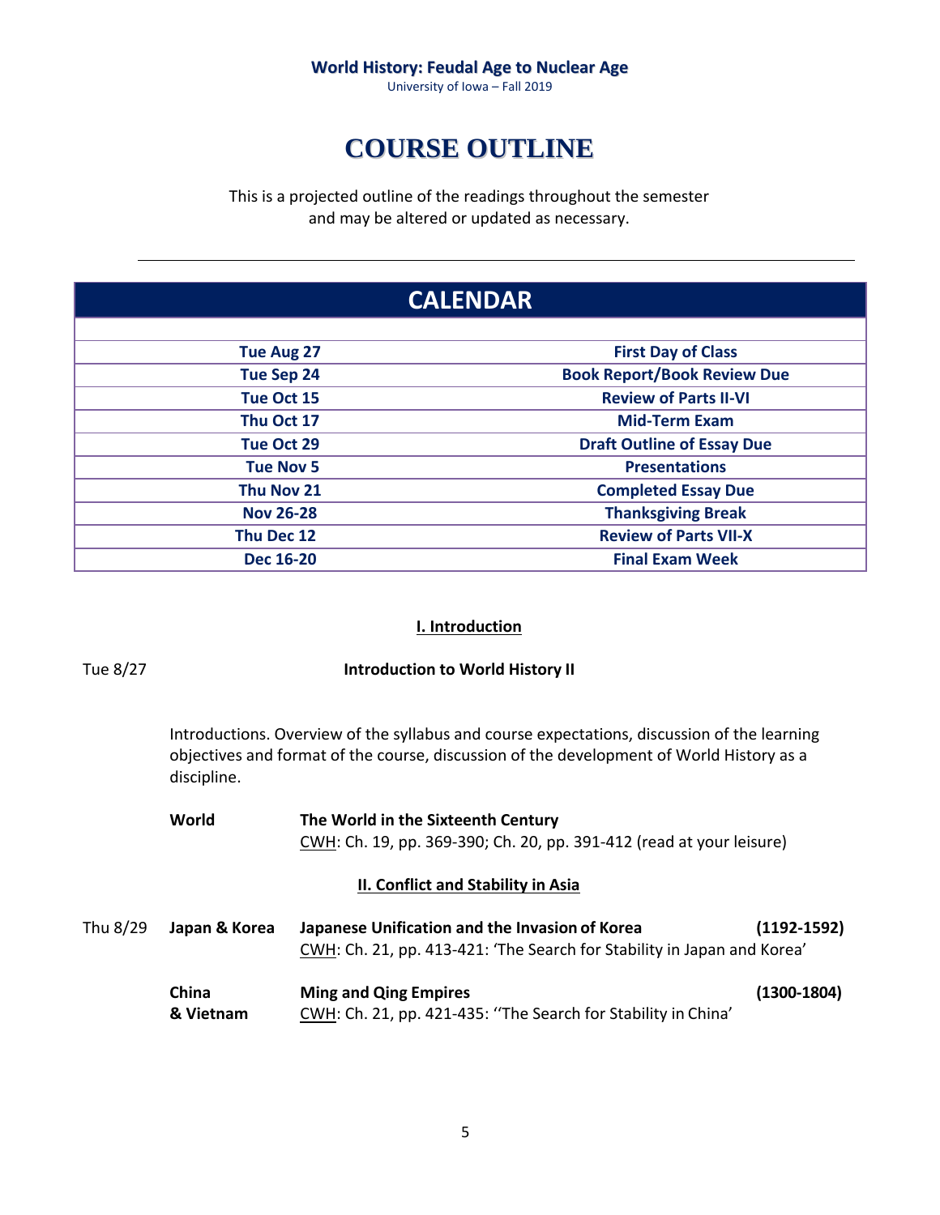**World History: Feudal Age to Nuclear Age**
University of Iowa – Fall 2019

# COURSE OUTLINE

This is a projected outline of the readings throughout the semester
and may be altered or updated as necessary.

---

| CALENDAR | |
|---|---|
| **Tue Aug 27** | **First Day of Class** |
| **Tue Sep 24** | **Book Report/Book Review Due** |
| **Tue Oct 15** | **Review of Parts II-VI** |
| **Thu Oct 17** | **Mid-Term Exam** |
| **Tue Oct 29** | **Draft Outline of Essay Due** |
| **Tue Nov 5** | **Presentations** |
| **Thu Nov 21** | **Completed Essay Due** |
| **Nov 26-28** | **Thanksgiving Break** |
| **Thu Dec 12** | **Review of Parts VII-X** |
| **Dec 16-20** | **Final Exam Week** |

## I. Introduction

Tue 8/27 — **Introduction to World History II**

Introductions. Overview of the syllabus and course expectations, discussion of the learning objectives and format of the course, discussion of the development of World History as a discipline.

**World** — **The World in the Sixteenth Century**
CWH: Ch. 19, pp. 369-390; Ch. 20, pp. 391-412 (read at your leisure)

## II. Conflict and Stability in Asia

Thu 8/29 — **Japan & Korea** — **Japanese Unification and the Invasion of Korea** **(1192-1592)**
CWH: Ch. 21, pp. 413-421: 'The Search for Stability in Japan and Korea'

**China & Vietnam** — **Ming and Qing Empires** **(1300-1804)**
CWH: Ch. 21, pp. 421-435: ''The Search for Stability in China'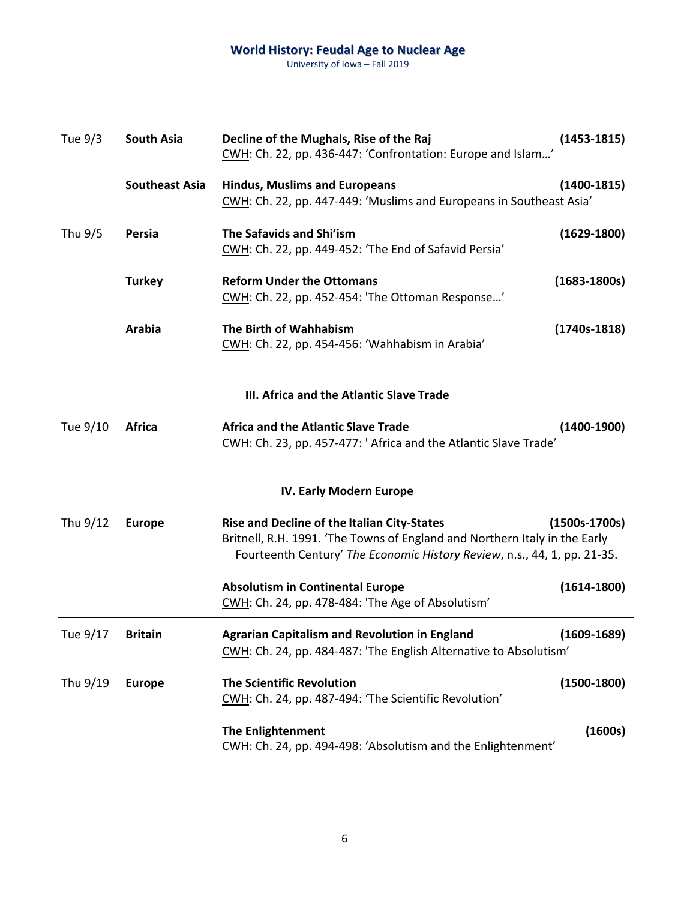| | | | |
|---|---|---|---|
| Tue 9/3 | **South Asia** | **Decline of the Mughals, Rise of the Raj**<br>CWH: Ch. 22, pp. 436-447: 'Confrontation: Europe and Islam…' | **(1453-1815)** |
| | **Southeast Asia** | **Hindus, Muslims and Europeans**<br>CWH: Ch. 22, pp. 447-449: 'Muslims and Europeans in Southeast Asia' | **(1400-1815)** |
| Thu 9/5 | **Persia** | **The Safavids and Shi'ism**<br>CWH: Ch. 22, pp. 449-452: 'The End of Safavid Persia' | **(1629-1800)** |
| | **Turkey** | **Reform Under the Ottomans**<br>CWH: Ch. 22, pp. 452-454: 'The Ottoman Response…' | **(1683-1800s)** |
| | **Arabia** | **The Birth of Wahhabism**<br>CWH: Ch. 22, pp. 454-456: 'Wahhabism in Arabia' | **(1740s-1818)** |

## III. Africa and the Atlantic Slave Trade

| | | | |
|---|---|---|---|
| Tue 9/10 | **Africa** | **Africa and the Atlantic Slave Trade**<br>CWH: Ch. 23, pp. 457-477: ' Africa and the Atlantic Slave Trade' | **(1400-1900)** |

## IV. Early Modern Europe

| | | | |
|---|---|---|---|
| Thu 9/12 | **Europe** | **Rise and Decline of the Italian City-States**<br>Britnell, R.H. 1991. 'The Towns of England and Northern Italy in the Early Fourteenth Century' *The Economic History Review*, n.s., 44, 1, pp. 21-35. | **(1500s-1700s)** |
| | | **Absolutism in Continental Europe**<br>CWH: Ch. 24, pp. 478-484: 'The Age of Absolutism' | **(1614-1800)** |
| Tue 9/17 | **Britain** | **Agrarian Capitalism and Revolution in England**<br>CWH: Ch. 24, pp. 484-487: 'The English Alternative to Absolutism' | **(1609-1689)** |
| Thu 9/19 | **Europe** | **The Scientific Revolution**<br>CWH: Ch. 24, pp. 487-494: 'The Scientific Revolution' | **(1500-1800)** |
| | | **The Enlightenment**<br>CWH: Ch. 24, pp. 494-498: 'Absolutism and the Enlightenment' | **(1600s)** |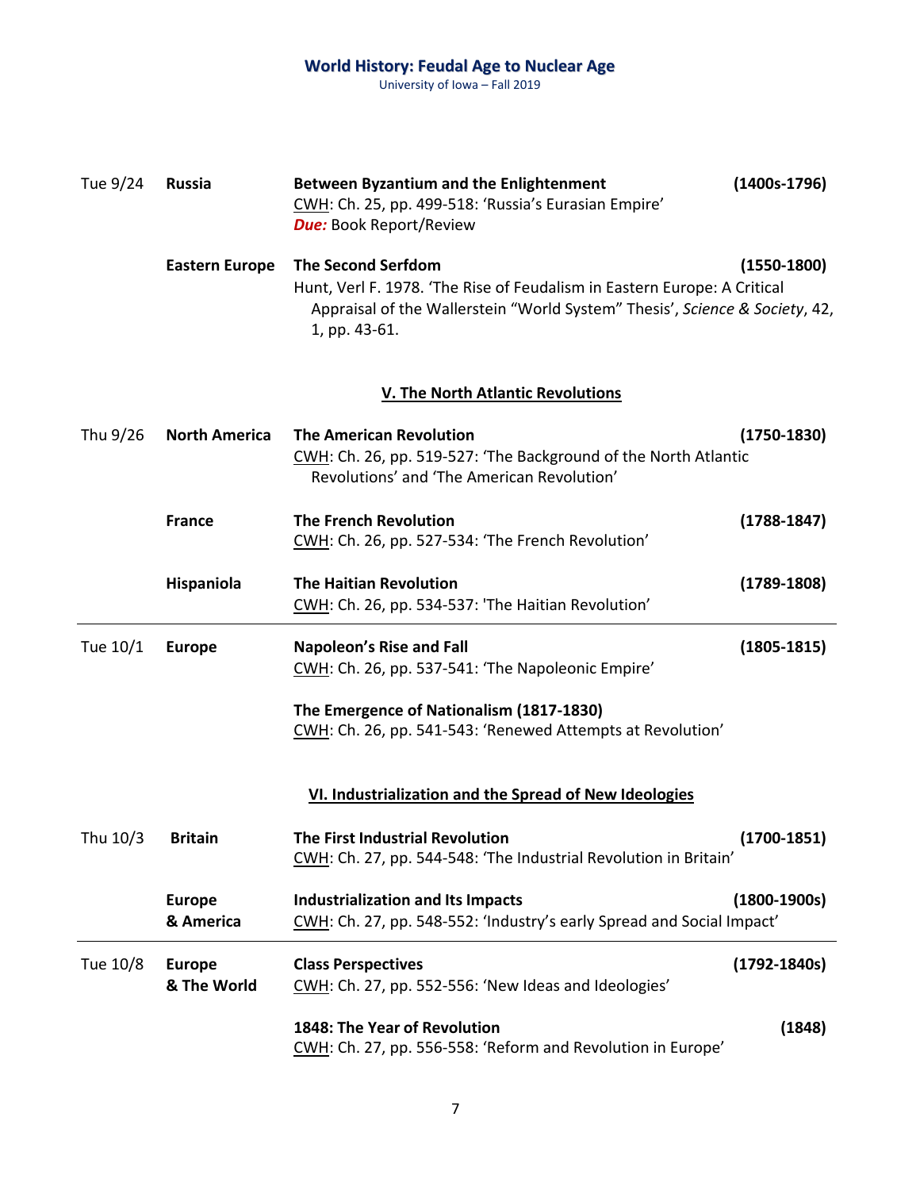**Tue 9/24** | **Russia** | **Between Byzantium and the Enlightenment** **(1400s-1796)**
CWH: Ch. 25, pp. 499-518: 'Russia's Eurasian Empire'
***Due:*** Book Report/Review

**Eastern Europe** | **The Second Serfdom** **(1550-1800)**
Hunt, Verl F. 1978. 'The Rise of Feudalism in Eastern Europe: A Critical Appraisal of the Wallerstein "World System" Thesis', *Science & Society*, 42, 1, pp. 43-61.

## V. The North Atlantic Revolutions

**Thu 9/26** | **North America** | **The American Revolution** **(1750-1830)**
CWH: Ch. 26, pp. 519-527: 'The Background of the North Atlantic Revolutions' and 'The American Revolution'

**France** | **The French Revolution** **(1788-1847)**
CWH: Ch. 26, pp. 527-534: 'The French Revolution'

**Hispaniola** | **The Haitian Revolution** **(1789-1808)**
CWH: Ch. 26, pp. 534-537: 'The Haitian Revolution'

---

**Tue 10/1** | **Europe** | **Napoleon's Rise and Fall** **(1805-1815)**
CWH: Ch. 26, pp. 537-541: 'The Napoleonic Empire'

**The Emergence of Nationalism (1817-1830)**
CWH: Ch. 26, pp. 541-543: 'Renewed Attempts at Revolution'

## VI. Industrialization and the Spread of New Ideologies

**Thu 10/3** | **Britain** | **The First Industrial Revolution** **(1700-1851)**
CWH: Ch. 27, pp. 544-548: 'The Industrial Revolution in Britain'

**Europe & America** | **Industrialization and Its Impacts** **(1800-1900s)**
CWH: Ch. 27, pp. 548-552: 'Industry's early Spread and Social Impact'

---

**Tue 10/8** | **Europe & The World** | **Class Perspectives** **(1792-1840s)**
CWH: Ch. 27, pp. 552-556: 'New Ideas and Ideologies'

**1848: The Year of Revolution** **(1848)**
CWH: Ch. 27, pp. 556-558: 'Reform and Revolution in Europe'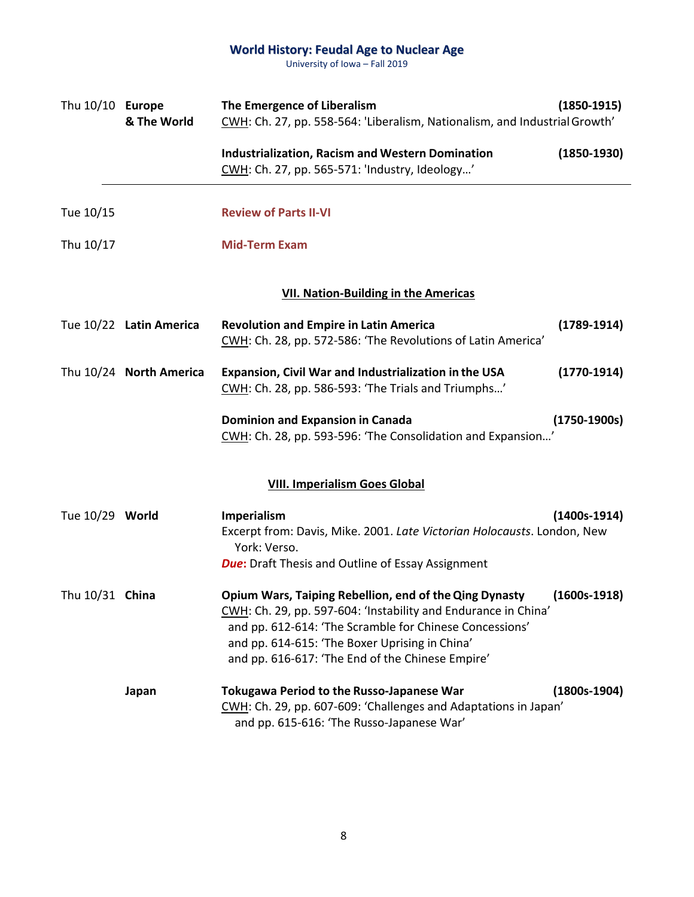| Date | Region | Topic | Period |
|---|---|---|---|
| Thu 10/10 | **Europe & The World** | **The Emergence of Liberalism**<br>CWH: Ch. 27, pp. 558-564: 'Liberalism, Nationalism, and Industrial Growth' | **(1850-1915)** |
| | | **Industrialization, Racism and Western Domination**<br>CWH: Ch. 27, pp. 565-571: 'Industry, Ideology…' | **(1850-1930)** |
| Tue 10/15 | | **Review of Parts II-VI** | |
| Thu 10/17 | | **Mid-Term Exam** | |

## VII. Nation-Building in the Americas

| Date | Region | Topic | Period |
|---|---|---|---|
| Tue 10/22 | **Latin America** | **Revolution and Empire in Latin America**<br>CWH: Ch. 28, pp. 572-586: 'The Revolutions of Latin America' | **(1789-1914)** |
| Thu 10/24 | **North America** | **Expansion, Civil War and Industrialization in the USA**<br>CWH: Ch. 28, pp. 586-593: 'The Trials and Triumphs…' | **(1770-1914)** |
| | | **Dominion and Expansion in Canada**<br>CWH: Ch. 28, pp. 593-596: 'The Consolidation and Expansion…' | **(1750-1900s)** |

## VIII. Imperialism Goes Global

| Date | Region | Topic | Period |
|---|---|---|---|
| Tue 10/29 | **World** | **Imperialism**<br>Excerpt from: Davis, Mike. 2001. *Late Victorian Holocausts*. London, New York: Verso.<br>***Due*:** Draft Thesis and Outline of Essay Assignment | **(1400s-1914)** |
| Thu 10/31 | **China** | **Opium Wars, Taiping Rebellion, end of the Qing Dynasty**<br>CWH: Ch. 29, pp. 597-604: 'Instability and Endurance in China'<br>and pp. 612-614: 'The Scramble for Chinese Concessions'<br>and pp. 614-615: 'The Boxer Uprising in China'<br>and pp. 616-617: 'The End of the Chinese Empire' | **(1600s-1918)** |
| | **Japan** | **Tokugawa Period to the Russo-Japanese War**<br>CWH: Ch. 29, pp. 607-609: 'Challenges and Adaptations in Japan'<br>and pp. 615-616: 'The Russo-Japanese War' | **(1800s-1904)** |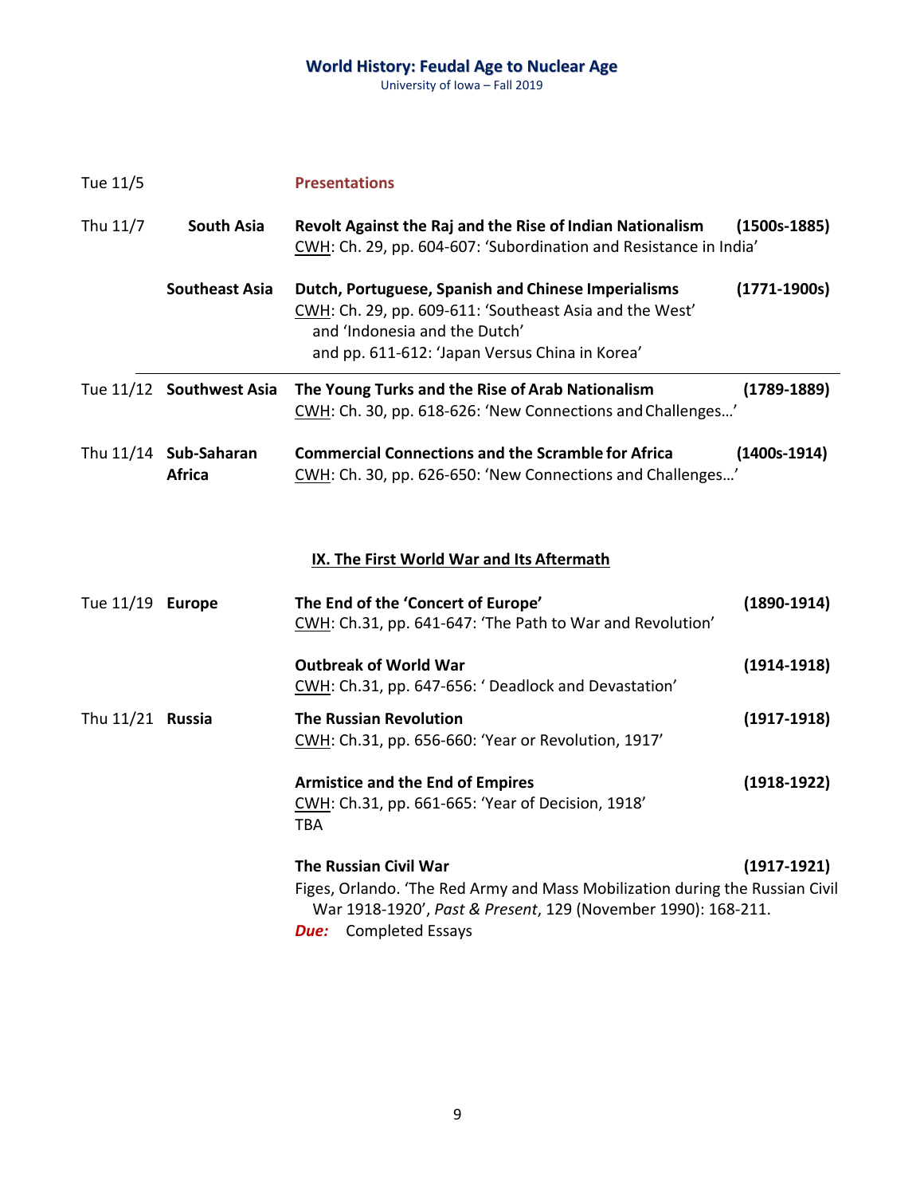| | | | |
|---|---|---|---|
| Tue 11/5 | | **Presentations** | |
| Thu 11/7 | **South Asia** | **Revolt Against the Raj and the Rise of Indian Nationalism**<br>CWH: Ch. 29, pp. 604-607: 'Subordination and Resistance in India' | **(1500s-1885)** |
| | **Southeast Asia** | **Dutch, Portuguese, Spanish and Chinese Imperialisms**<br>CWH: Ch. 29, pp. 609-611: 'Southeast Asia and the West' and 'Indonesia and the Dutch' and pp. 611-612: 'Japan Versus China in Korea' | **(1771-1900s)** |
| Tue 11/12 | **Southwest Asia** | **The Young Turks and the Rise of Arab Nationalism**<br>CWH: Ch. 30, pp. 618-626: 'New Connections and Challenges…' | **(1789-1889)** |
| Thu 11/14 | **Sub-Saharan Africa** | **Commercial Connections and the Scramble for Africa**<br>CWH: Ch. 30, pp. 626-650: 'New Connections and Challenges…' | **(1400s-1914)** |

## IX. The First World War and Its Aftermath

| | | | |
|---|---|---|---|
| Tue 11/19 | **Europe** | **The End of the 'Concert of Europe'**<br>CWH: Ch.31, pp. 641-647: 'The Path to War and Revolution' | **(1890-1914)** |
| | | **Outbreak of World War**<br>CWH: Ch.31, pp. 647-656: ' Deadlock and Devastation' | **(1914-1918)** |
| Thu 11/21 | **Russia** | **The Russian Revolution**<br>CWH: Ch.31, pp. 656-660: 'Year or Revolution, 1917' | **(1917-1918)** |
| | | **Armistice and the End of Empires**<br>CWH: Ch.31, pp. 661-665: 'Year of Decision, 1918'<br>TBA | **(1918-1922)** |
| | | **The Russian Civil War**<br>Figes, Orlando. 'The Red Army and Mass Mobilization during the Russian Civil War 1918-1920', *Past & Present*, 129 (November 1990): 168-211.<br>***Due:*** Completed Essays | **(1917-1921)** |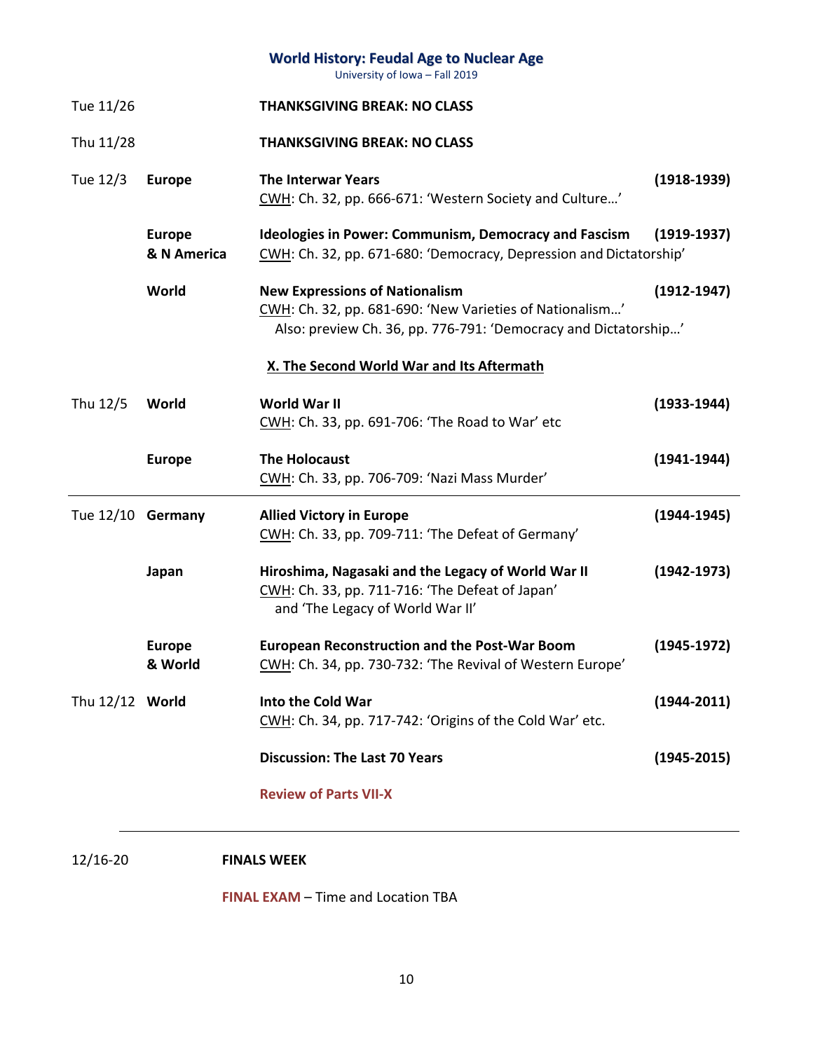| Date | Region | Topic | Years |
|---|---|---|---|
| Tue 11/26 | | **THANKSGIVING BREAK: NO CLASS** | |
| Thu 11/28 | | **THANKSGIVING BREAK: NO CLASS** | |
| Tue 12/3 | **Europe** | **The Interwar Years**<br>CWH: Ch. 32, pp. 666-671: 'Western Society and Culture…' | **(1918-1939)** |
| | **Europe & N America** | **Ideologies in Power: Communism, Democracy and Fascism**<br>CWH: Ch. 32, pp. 671-680: 'Democracy, Depression and Dictatorship' | **(1919-1937)** |
| | **World** | **New Expressions of Nationalism**<br>CWH: Ch. 32, pp. 681-690: 'New Varieties of Nationalism…'<br>Also: preview Ch. 36, pp. 776-791: 'Democracy and Dictatorship…' | **(1912-1947)** |
| | | **X. The Second World War and Its Aftermath** | |
| Thu 12/5 | **World** | **World War II**<br>CWH: Ch. 33, pp. 691-706: 'The Road to War' etc | **(1933-1944)** |
| | **Europe** | **The Holocaust**<br>CWH: Ch. 33, pp. 706-709: 'Nazi Mass Murder' | **(1941-1944)** |
| Tue 12/10 | **Germany** | **Allied Victory in Europe**<br>CWH: Ch. 33, pp. 709-711: 'The Defeat of Germany' | **(1944-1945)** |
| | **Japan** | **Hiroshima, Nagasaki and the Legacy of World War II**<br>CWH: Ch. 33, pp. 711-716: 'The Defeat of Japan' and 'The Legacy of World War II' | **(1942-1973)** |
| | **Europe & World** | **European Reconstruction and the Post-War Boom**<br>CWH: Ch. 34, pp. 730-732: 'The Revival of Western Europe' | **(1945-1972)** |
| Thu 12/12 | **World** | **Into the Cold War**<br>CWH: Ch. 34, pp. 717-742: 'Origins of the Cold War' etc. | **(1944-2011)** |
| | | **Discussion: The Last 70 Years** | **(1945-2015)** |
| | | **Review of Parts VII-X** | |

---

12/16-20 **FINALS WEEK**

**FINAL EXAM** – Time and Location TBA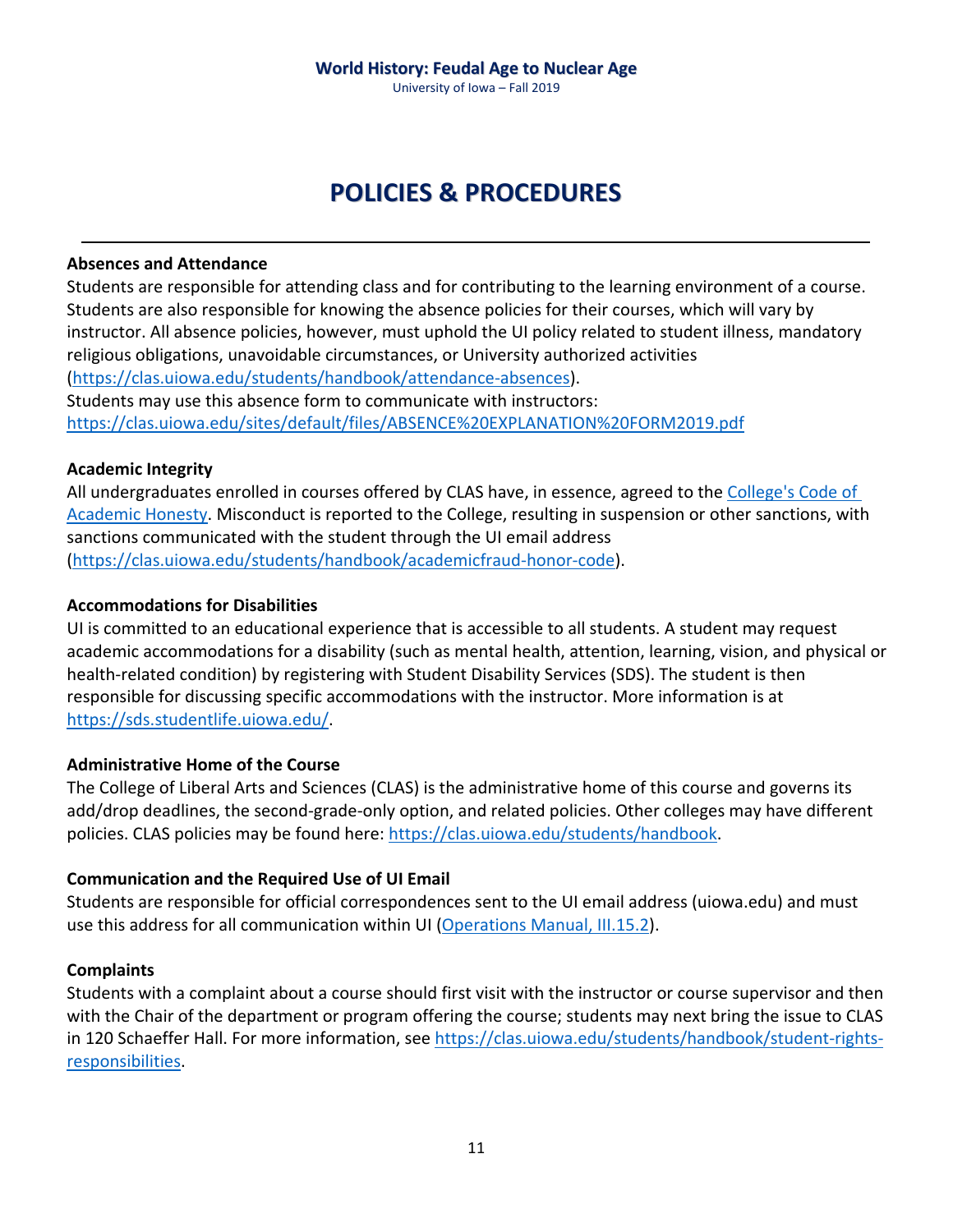# POLICIES & PROCEDURES

---

**Absences and Attendance**

Students are responsible for attending class and for contributing to the learning environment of a course. Students are also responsible for knowing the absence policies for their courses, which will vary by instructor. All absence policies, however, must uphold the UI policy related to student illness, mandatory religious obligations, unavoidable circumstances, or University authorized activities (https://clas.uiowa.edu/students/handbook/attendance-absences).
Students may use this absence form to communicate with instructors:
https://clas.uiowa.edu/sites/default/files/ABSENCE%20EXPLANATION%20FORM2019.pdf

**Academic Integrity**

All undergraduates enrolled in courses offered by CLAS have, in essence, agreed to the College's Code of Academic Honesty. Misconduct is reported to the College, resulting in suspension or other sanctions, with sanctions communicated with the student through the UI email address (https://clas.uiowa.edu/students/handbook/academicfraud-honor-code).

**Accommodations for Disabilities**

UI is committed to an educational experience that is accessible to all students. A student may request academic accommodations for a disability (such as mental health, attention, learning, vision, and physical or health-related condition) by registering with Student Disability Services (SDS). The student is then responsible for discussing specific accommodations with the instructor. More information is at https://sds.studentlife.uiowa.edu/.

**Administrative Home of the Course**

The College of Liberal Arts and Sciences (CLAS) is the administrative home of this course and governs its add/drop deadlines, the second-grade-only option, and related policies. Other colleges may have different policies. CLAS policies may be found here: https://clas.uiowa.edu/students/handbook.

**Communication and the Required Use of UI Email**

Students are responsible for official correspondences sent to the UI email address (uiowa.edu) and must use this address for all communication within UI (Operations Manual, III.15.2).

**Complaints**

Students with a complaint about a course should first visit with the instructor or course supervisor and then with the Chair of the department or program offering the course; students may next bring the issue to CLAS in 120 Schaeffer Hall. For more information, see https://clas.uiowa.edu/students/handbook/student-rights-responsibilities.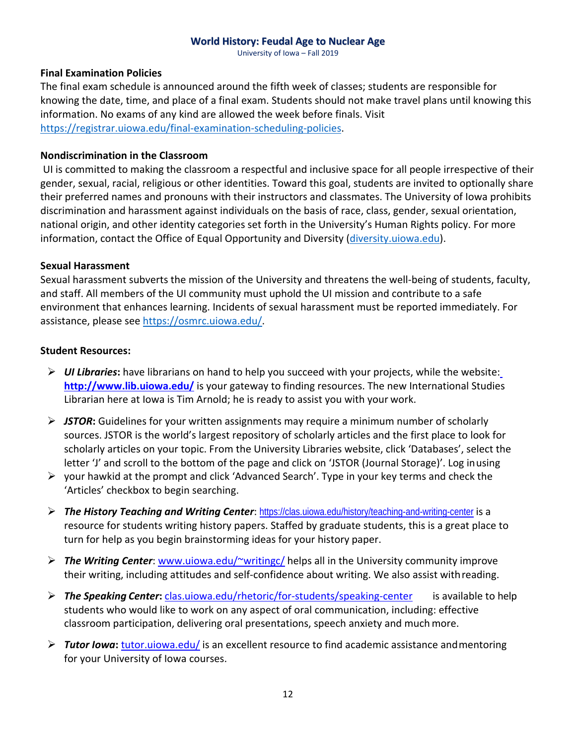**Final Examination Policies**

The final exam schedule is announced around the fifth week of classes; students are responsible for knowing the date, time, and place of a final exam. Students should not make travel plans until knowing this information. No exams of any kind are allowed the week before finals. Visit [https://registrar.uiowa.edu/final-examination-scheduling-policies](https://registrar.uiowa.edu/final-examination-scheduling-policies).

**Nondiscrimination in the Classroom**

UI is committed to making the classroom a respectful and inclusive space for all people irrespective of their gender, sexual, racial, religious or other identities. Toward this goal, students are invited to optionally share their preferred names and pronouns with their instructors and classmates. The University of Iowa prohibits discrimination and harassment against individuals on the basis of race, class, gender, sexual orientation, national origin, and other identity categories set forth in the University's Human Rights policy. For more information, contact the Office of Equal Opportunity and Diversity ([diversity.uiowa.edu](diversity.uiowa.edu)).

**Sexual Harassment**

Sexual harassment subverts the mission of the University and threatens the well-being of students, faculty, and staff. All members of the UI community must uphold the UI mission and contribute to a safe environment that enhances learning. Incidents of sexual harassment must be reported immediately. For assistance, please see [https://osmrc.uiowa.edu/](https://osmrc.uiowa.edu/).

**Student Resources:**

- ***UI Libraries*:** have librarians on hand to help you succeed with your projects, while the website: **[http://www.lib.uiowa.edu/](http://www.lib.uiowa.edu/)** is your gateway to finding resources. The new International Studies Librarian here at Iowa is Tim Arnold; he is ready to assist you with your work.
- ***JSTOR*:** Guidelines for your written assignments may require a minimum number of scholarly sources. JSTOR is the world's largest repository of scholarly articles and the first place to look for scholarly articles on your topic. From the University Libraries website, click 'Databases', select the letter 'J' and scroll to the bottom of the page and click on 'JSTOR (Journal Storage)'. Log in using
- your hawkid at the prompt and click 'Advanced Search'. Type in your key terms and check the 'Articles' checkbox to begin searching.
- ***The History Teaching and Writing Center***: [https://clas.uiowa.edu/history/teaching-and-writing-center](https://clas.uiowa.edu/history/teaching-and-writing-center) is a resource for students writing history papers. Staffed by graduate students, this is a great place to turn for help as you begin brainstorming ideas for your history paper.
- ***The Writing Center***: [www.uiowa.edu/~writingc/](www.uiowa.edu/~writingc/) helps all in the University community improve their writing, including attitudes and self-confidence about writing. We also assist with reading.
- ***The Speaking Center*:** [clas.uiowa.edu/rhetoric/for-students/speaking-center](clas.uiowa.edu/rhetoric/for-students/speaking-center) is available to help students who would like to work on any aspect of oral communication, including: effective classroom participation, delivering oral presentations, speech anxiety and much more.
- ***Tutor Iowa*:** [tutor.uiowa.edu/](tutor.uiowa.edu/) is an excellent resource to find academic assistance and mentoring for your University of Iowa courses.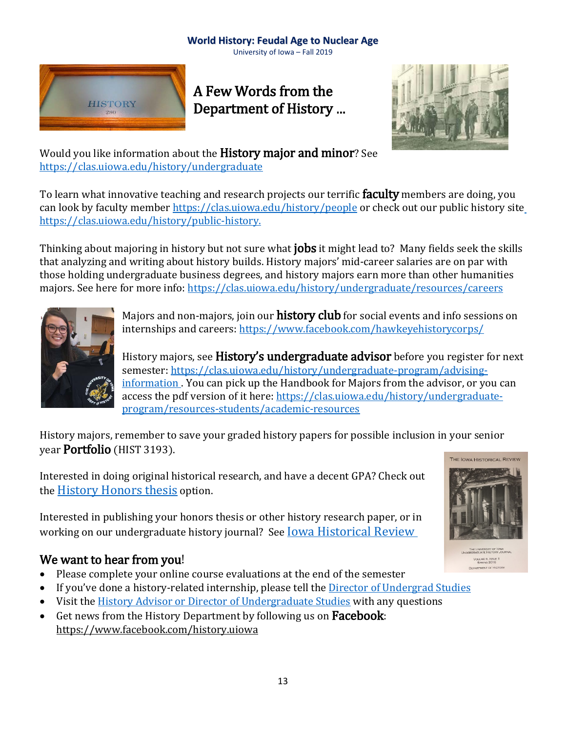**World History: Feudal Age to Nuclear Age**
University of Iowa – Fall 2019

# A Few Words from the Department of History …

Would you like information about the **History major and minor**? See https://clas.uiowa.edu/history/undergraduate

To learn what innovative teaching and research projects our terrific **faculty** members are doing, you can look by faculty member https://clas.uiowa.edu/history/people or check out our public history site https://clas.uiowa.edu/history/public-history.

Thinking about majoring in history but not sure what **jobs** it might lead to? Many fields seek the skills that analyzing and writing about history builds. History majors' mid-career salaries are on par with those holding undergraduate business degrees, and history majors earn more than other humanities majors. See here for more info: https://clas.uiowa.edu/history/undergraduate/resources/careers

Majors and non-majors, join our **history club** for social events and info sessions on internships and careers: https://www.facebook.com/hawkeyehistorycorps/

History majors, see **History's undergraduate advisor** before you register for next semester: https://clas.uiowa.edu/history/undergraduate-program/advising-information . You can pick up the Handbook for Majors from the advisor, or you can access the pdf version of it here: https://clas.uiowa.edu/history/undergraduate-program/resources-students/academic-resources

History majors, remember to save your graded history papers for possible inclusion in your senior year **Portfolio** (HIST 3193).

Interested in doing original historical research, and have a decent GPA? Check out the History Honors thesis option.

Interested in publishing your honors thesis or other history research paper, or in working on our undergraduate history journal? See Iowa Historical Review

## We want to hear from you!

- Please complete your online course evaluations at the end of the semester
- If you've done a history-related internship, please tell the Director of Undergrad Studies
- Visit the History Advisor or Director of Undergraduate Studies with any questions
- Get news from the History Department by following us on **Facebook**: https://www.facebook.com/history.uiowa